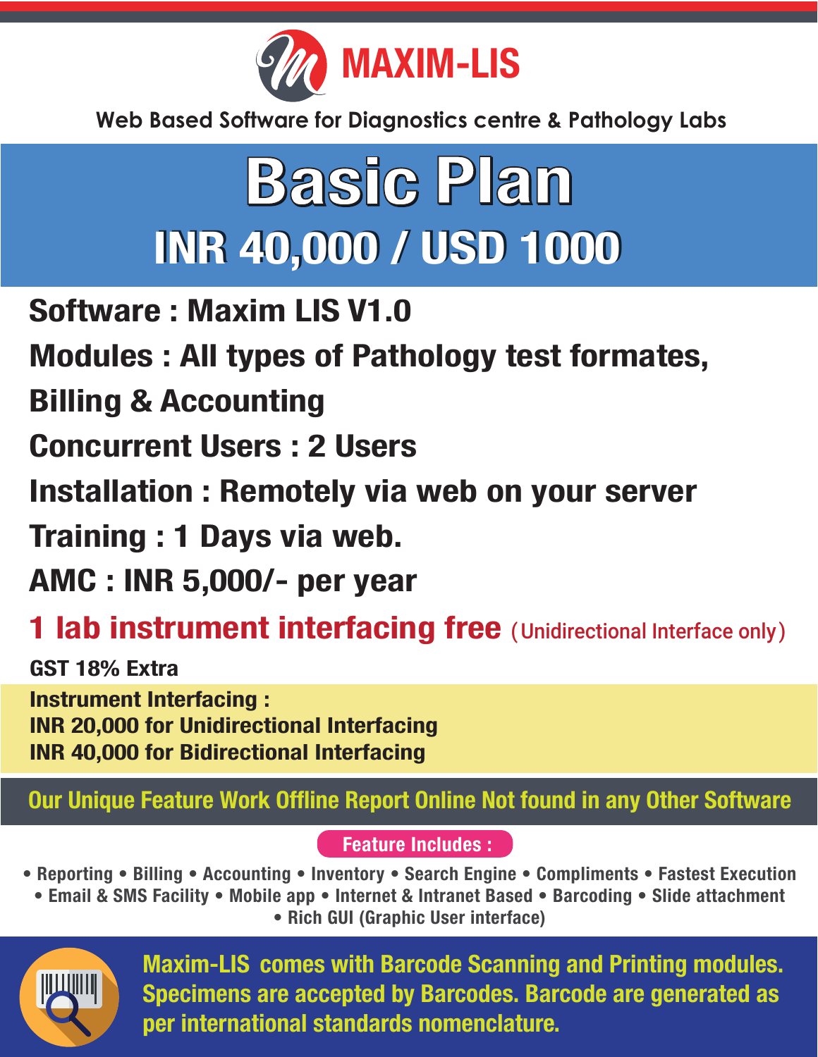# MAXIM-LIS

Web Based Software for Diagnostics centre & Pathology Labs

## Basic Plan

### INR 40,000 / USD 1000

**Software : Maxim LIS V1.0**

**Modules : All types of Pathology test formates, Billing & Accounting**

**Concurrent Users : 2 Users**

**Installation : Remotely via web on your server**

**Training : 1 Days via web.**

**AMC : INR 5,000/- per year**

**1 lab instrument interfacing free** (Unidirectional Interface only)

**GST 18% Extra**

**Instrument Interfacing :**
**INR 20,000 for Unidirectional Interfacing**
**INR 40,000 for Bidirectional Interfacing**

**Our Unique Feature Work Offline Report Online Not found in any Other Software**

**Feature Includes :**

- Reporting
- Billing
- Accounting
- Inventory
- Search Engine
- Compliments
- Fastest Execution
- Email & SMS Facility
- Mobile app
- Internet & Intranet Based
- Barcoding
- Slide attachment
- Rich GUI (Graphic User interface)

**Maxim-LIS comes with Barcode Scanning and Printing modules. Specimens are accepted by Barcodes. Barcode are generated as per international standards nomenclature.**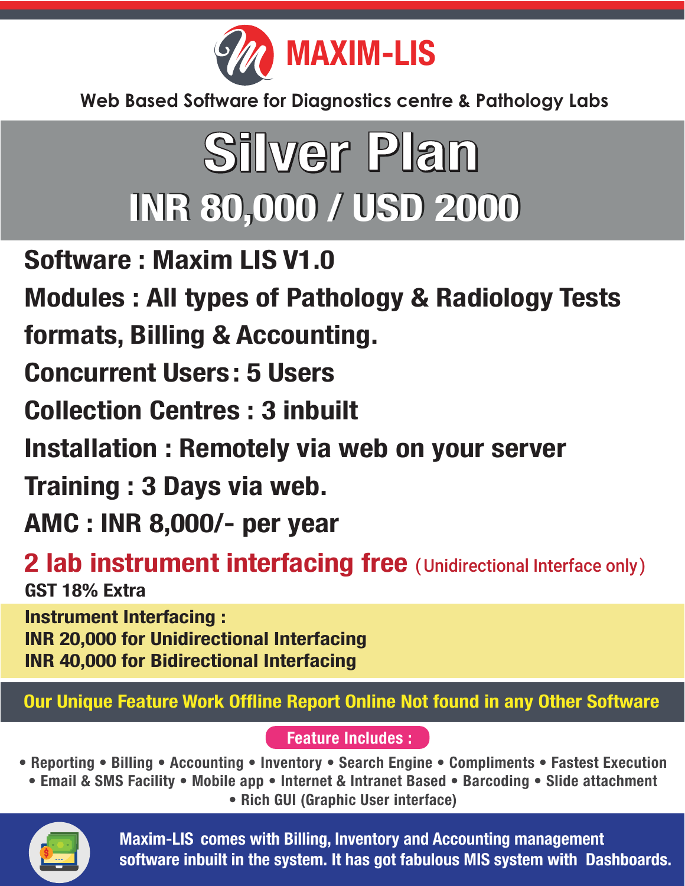# MAXIM-LIS

Web Based Software for Diagnostics centre & Pathology Labs

## Silver Plan

### INR 80,000 / USD 2000

**Software : Maxim LIS V1.0**

**Modules : All types of Pathology & Radiology Tests formats, Billing & Accounting.**

**Concurrent Users : 5 Users**

**Collection Centres : 3 inbuilt**

**Installation : Remotely via web on your server**

**Training : 3 Days via web.**

**AMC : INR 8,000/- per year**

**2 lab instrument interfacing free** (Unidirectional Interface only)

**GST 18% Extra**

**Instrument Interfacing :**
**INR 20,000 for Unidirectional Interfacing**
**INR 40,000 for Bidirectional Interfacing**

**Our Unique Feature Work Offline Report Online Not found in any Other Software**

**Feature Includes :**

• Reporting • Billing • Accounting • Inventory • Search Engine • Compliments • Fastest Execution • Email & SMS Facility • Mobile app • Internet & Intranet Based • Barcoding • Slide attachment • Rich GUI (Graphic User interface)

Maxim-LIS comes with Billing, Inventory and Accounting management software inbuilt in the system. It has got fabulous MIS system with Dashboards.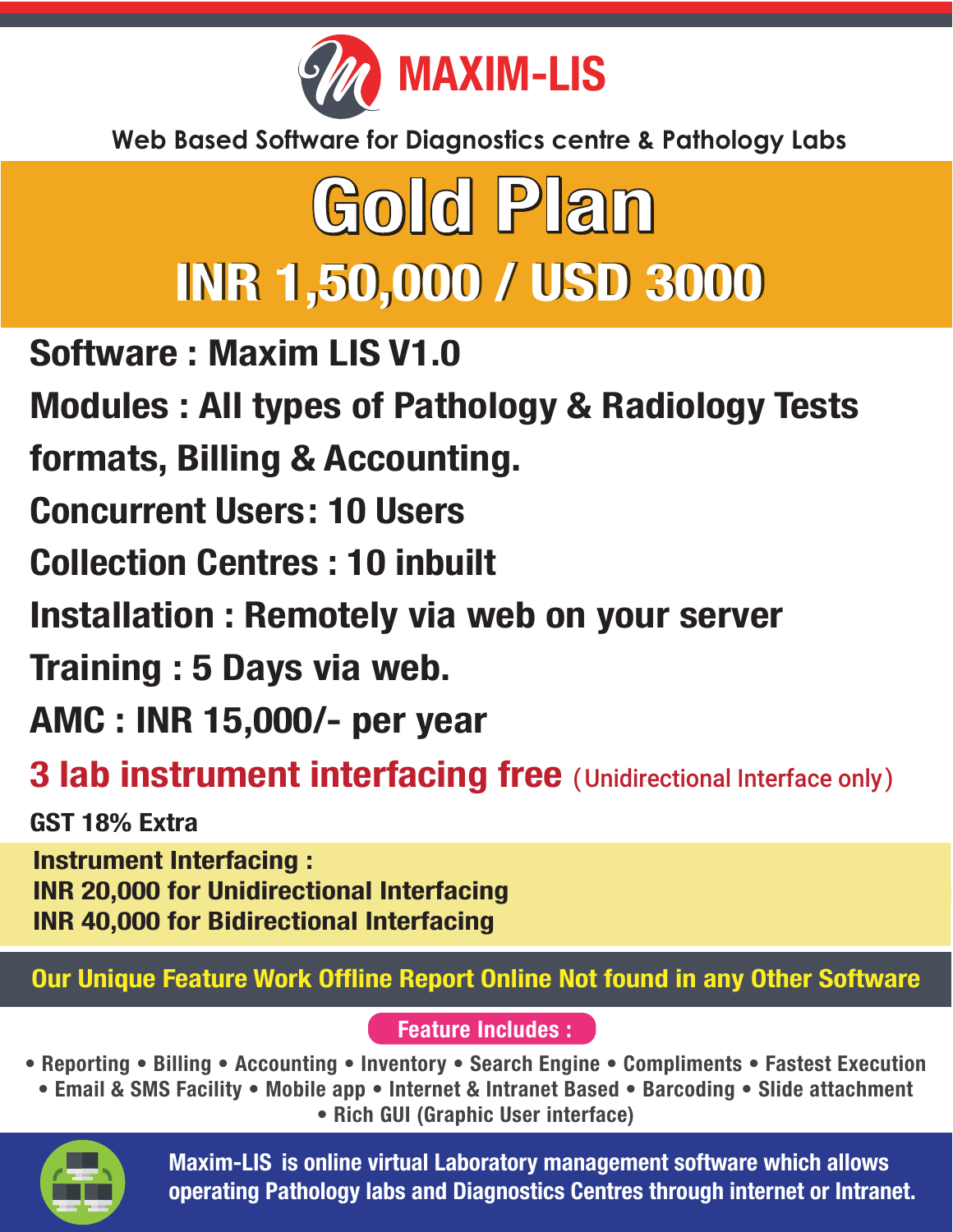# MAXIM-LIS

Web Based Software for Diagnostics centre & Pathology Labs

## Gold Plan

## INR 1,50,000 / USD 3000

**Software : Maxim LIS V1.0**

**Modules : All types of Pathology & Radiology Tests formats, Billing & Accounting.**

**Concurrent Users: 10 Users**

**Collection Centres : 10 inbuilt**

**Installation : Remotely via web on your server**

**Training : 5 Days via web.**

**AMC : INR 15,000/- per year**

**3 lab instrument interfacing free** (Unidirectional Interface only)

**GST 18% Extra**

**Instrument Interfacing :**
**INR 20,000 for Unidirectional Interfacing**
**INR 40,000 for Bidirectional Interfacing**

**Our Unique Feature Work Offline Report Online Not found in any Other Software**

**Feature Includes :**

- Reporting
- Billing
- Accounting
- Inventory
- Search Engine
- Compliments
- Fastest Execution
- Email & SMS Facility
- Mobile app
- Internet & Intranet Based
- Barcoding
- Slide attachment
- Rich GUI (Graphic User interface)

Maxim-LIS is online virtual Laboratory management software which allows operating Pathology labs and Diagnostics Centres through internet or Intranet.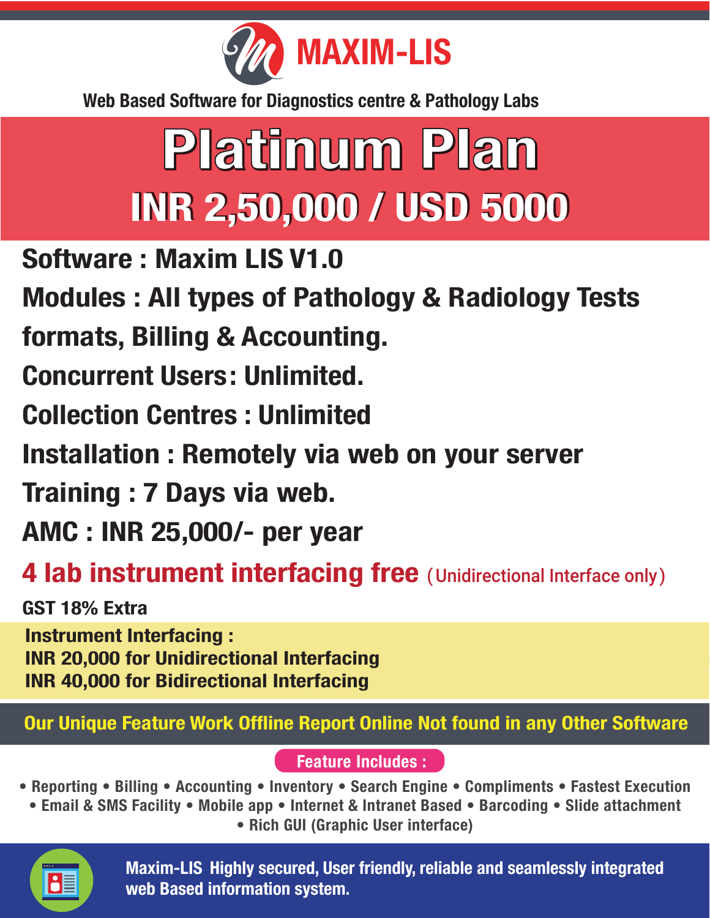# MAXIM-LIS

Web Based Software for Diagnostics centre & Pathology Labs

## Platinum Plan

## INR 2,50,000 / USD 5000

**Software : Maxim LIS V1.0**

**Modules : All types of Pathology & Radiology Tests formats, Billing & Accounting.**

**Concurrent Users: Unlimited.**

**Collection Centres : Unlimited**

**Installation : Remotely via web on your server**

**Training : 7 Days via web.**

**AMC : INR 25,000/- per year**

**4 lab instrument interfacing free** (Unidirectional Interface only)

**GST 18% Extra**

**Instrument Interfacing :**
**INR 20,000 for Unidirectional Interfacing**
**INR 40,000 for Bidirectional Interfacing**

**Our Unique Feature Work Offline Report Online Not found in any Other Software**

**Feature Includes :**

- Reporting
- Billing
- Accounting
- Inventory
- Search Engine
- Compliments
- Fastest Execution
- Email & SMS Facility
- Mobile app
- Internet & Intranet Based
- Barcoding
- Slide attachment
- Rich GUI (Graphic User interface)

**Maxim-LIS Highly secured, User friendly, reliable and seamlessly integrated web Based information system.**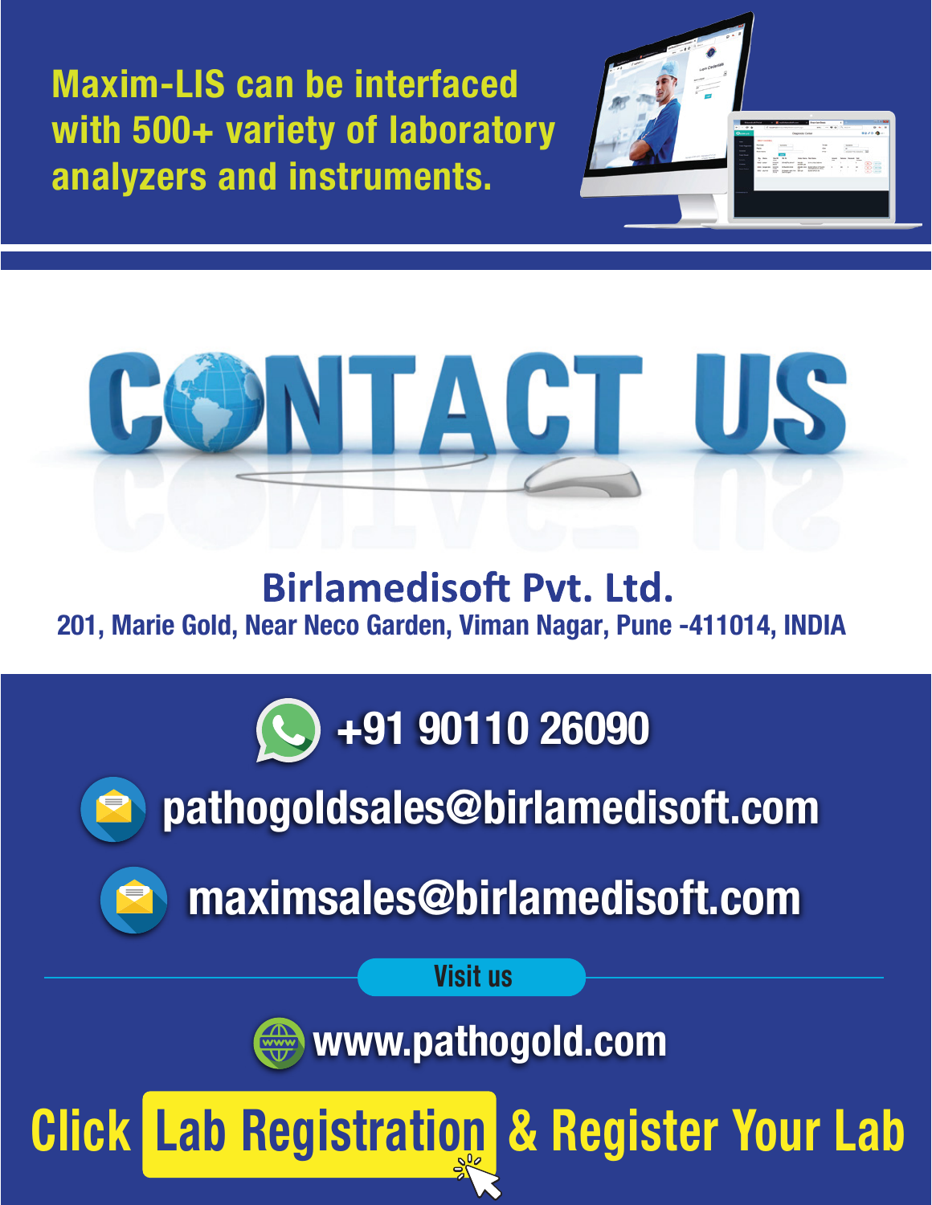**Maxim-LIS can be interfaced with 500+ variety of laboratory analyzers and instruments.**

# CONTACT US

## Birlamedisoft Pvt. Ltd.

**201, Marie Gold, Near Neco Garden, Viman Nagar, Pune -411014, INDIA**

**+91 90110 26090**

**pathogoldsales@birlamedisoft.com**

**maximsales@birlamedisoft.com**

**Visit us**

**www.pathogold.com**

**Click Lab Registration & Register Your Lab**